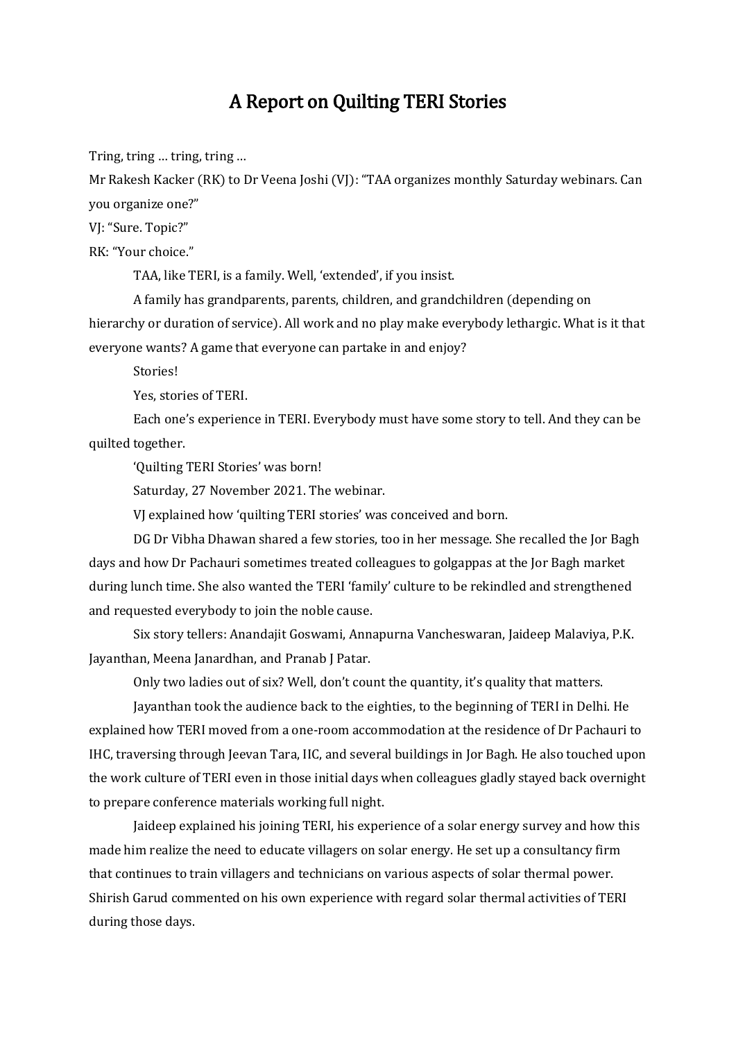# A Report on Quilting TERI Stories

Tring, tring … tring, tring …

Mr Rakesh Kacker (RK) to Dr Veena Joshi (VJ): "TAA organizes monthly Saturday webinars. Can you organize one?"

VJ: "Sure. Topic?"

RK: "Your choice."

TAA, like TERI, is a family. Well, 'extended', if you insist.

A family has grandparents, parents, children, and grandchildren (depending on hierarchy or duration of service). All work and no play make everybody lethargic. What is it that everyone wants? A game that everyone can partake in and enjoy?

Stories!

Yes, stories of TERI.

Each one's experience in TERI. Everybody must have some story to tell. And they can be quilted together.

'Quilting TERI Stories' was born!

Saturday, 27 November 2021. The webinar.

VJ explained how 'quilting TERI stories' was conceived and born.

DG Dr Vibha Dhawan shared a few stories, too in her message. She recalled the Jor Bagh days and how Dr Pachauri sometimes treated colleagues to golgappas at the Jor Bagh market during lunch time. She also wanted the TERI 'family' culture to be rekindled and strengthened and requested everybody to join the noble cause.

Six story tellers: Anandajit Goswami, Annapurna Vancheswaran, Jaideep Malaviya, P.K. Jayanthan, Meena Janardhan, and Pranab J Patar.

Only two ladies out of six? Well, don't count the quantity, it's quality that matters.

Jayanthan took the audience back to the eighties, to the beginning of TERI in Delhi. He explained how TERI moved from a one-room accommodation at the residence of Dr Pachauri to IHC, traversing through Jeevan Tara, IIC, and several buildings in Jor Bagh. He also touched upon the work culture of TERI even in those initial days when colleagues gladly stayed back overnight to prepare conference materials working full night.

Jaideep explained his joining TERI, his experience of a solar energy survey and how this made him realize the need to educate villagers on solar energy. He set up a consultancy firm that continues to train villagers and technicians on various aspects of solar thermal power. Shirish Garud commented on his own experience with regard solar thermal activities of TERI during those days.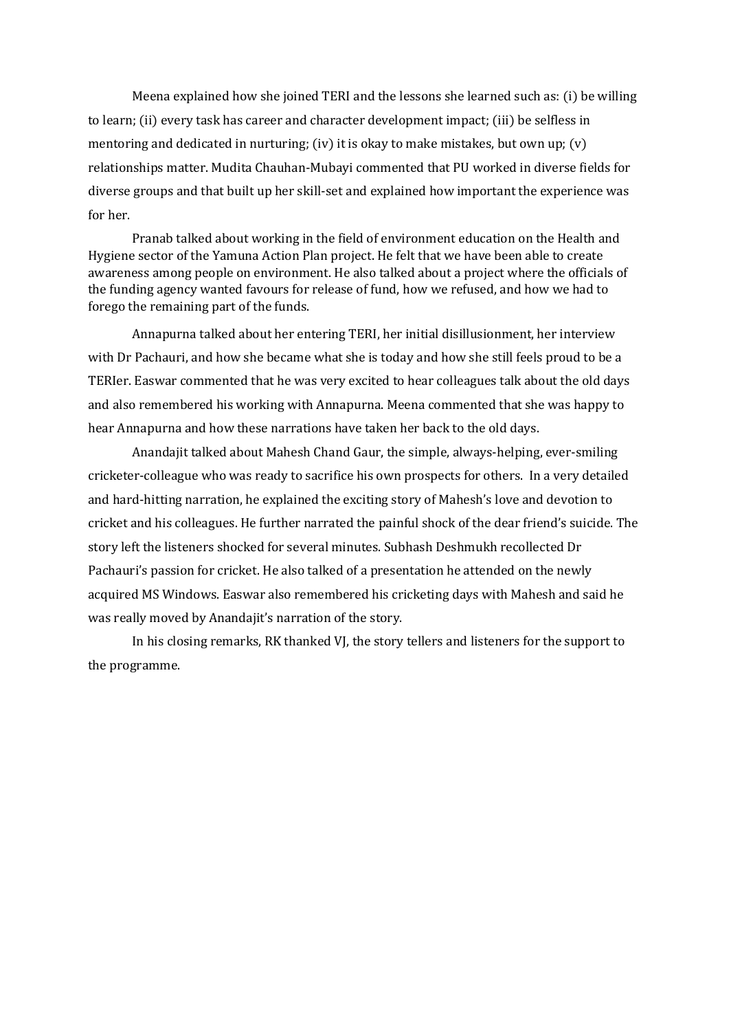Meena explained how she joined TERI and the lessons she learned such as: (i) be willing to learn; (ii) every task has career and character development impact; (iii) be selfless in mentoring and dedicated in nurturing; (iv) it is okay to make mistakes, but own up; (v) relationships matter. Mudita Chauhan-Mubayi commented that PU worked in diverse fields for diverse groups and that built up her skill-set and explained how important the experience was for her.

Pranab talked about working in the field of environment education on the Health and Hygiene sector of the Yamuna Action Plan project. He felt that we have been able to create awareness among people on environment. He also talked about a project where the officials of the funding agency wanted favours for release of fund, how we refused, and how we had to forego the remaining part of the funds.

Annapurna talked about her entering TERI, her initial disillusionment, her interview with Dr Pachauri, and how she became what she is today and how she still feels proud to be a TERIer. Easwar commented that he was very excited to hear colleagues talk about the old days and also remembered his working with Annapurna. Meena commented that she was happy to hear Annapurna and how these narrations have taken her back to the old days.

Anandajit talked about Mahesh Chand Gaur, the simple, always-helping, ever-smiling cricketer-colleague who was ready to sacrifice his own prospects for others. In a very detailed and hard-hitting narration, he explained the exciting story of Mahesh's love and devotion to cricket and his colleagues. He further narrated the painful shock of the dear friend's suicide. The story left the listeners shocked for several minutes. Subhash Deshmukh recollected Dr Pachauri's passion for cricket. He also talked of a presentation he attended on the newly acquired MS Windows. Easwar also remembered his cricketing days with Mahesh and said he was really moved by Anandajit's narration of the story.

In his closing remarks, RK thanked VJ, the story tellers and listeners for the support to the programme.